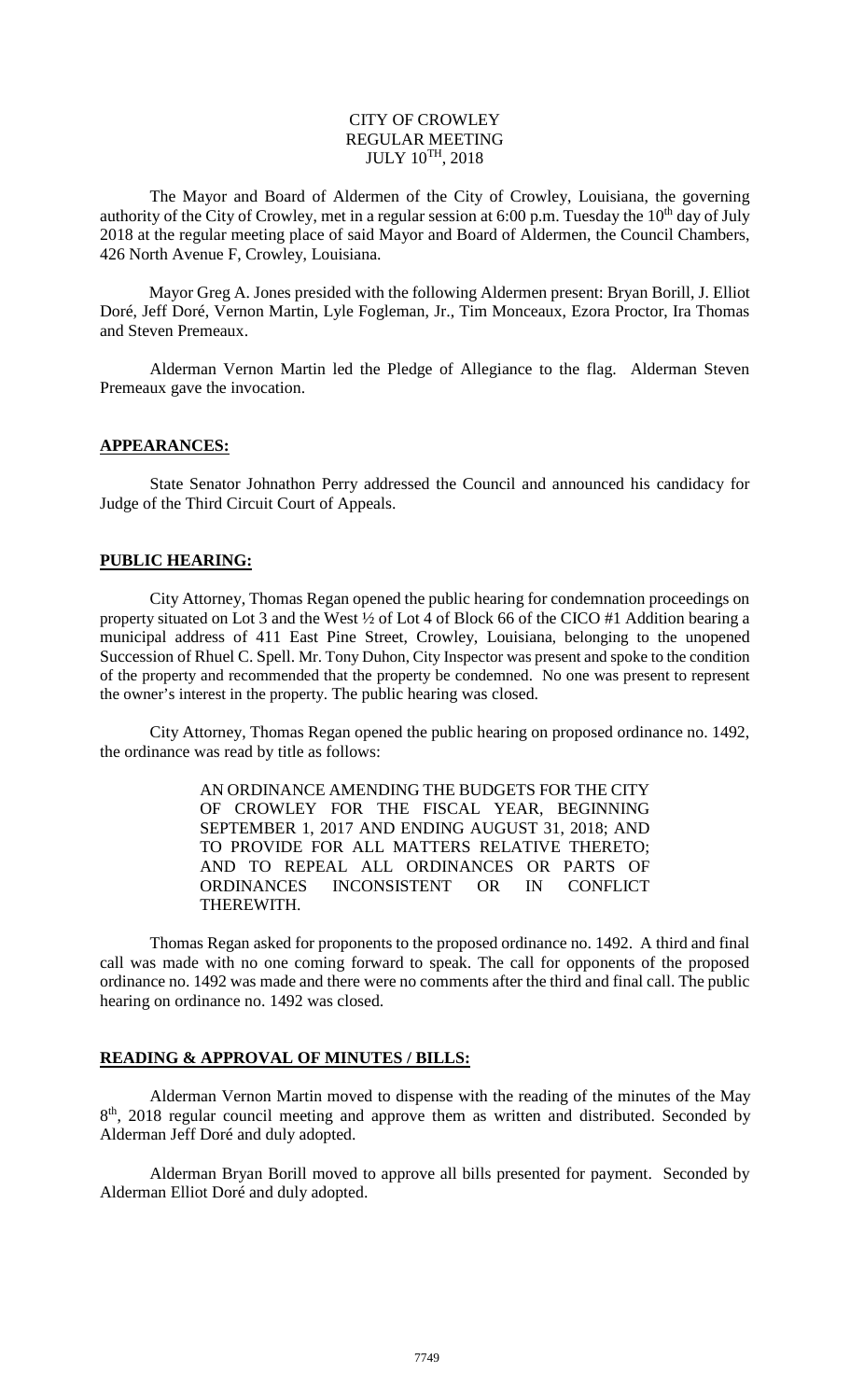CITY OF CROWLEY
REGULAR MEETING
JULY 10TH, 2018

The Mayor and Board of Aldermen of the City of Crowley, Louisiana, the governing authority of the City of Crowley, met in a regular session at 6:00 p.m. Tuesday the 10th day of July 2018 at the regular meeting place of said Mayor and Board of Aldermen, the Council Chambers, 426 North Avenue F, Crowley, Louisiana.

Mayor Greg A. Jones presided with the following Aldermen present: Bryan Borill, J. Elliot Doré, Jeff Doré, Vernon Martin, Lyle Fogleman, Jr., Tim Monceaux, Ezora Proctor, Ira Thomas and Steven Premeaux.

Alderman Vernon Martin led the Pledge of Allegiance to the flag. Alderman Steven Premeaux gave the invocation.

**APPEARANCES:**

State Senator Johnathon Perry addressed the Council and announced his candidacy for Judge of the Third Circuit Court of Appeals.

**PUBLIC HEARING:**

City Attorney, Thomas Regan opened the public hearing for condemnation proceedings on property situated on Lot 3 and the West ½ of Lot 4 of Block 66 of the CICO #1 Addition bearing a municipal address of 411 East Pine Street, Crowley, Louisiana, belonging to the unopened Succession of Rhuel C. Spell. Mr. Tony Duhon, City Inspector was present and spoke to the condition of the property and recommended that the property be condemned. No one was present to represent the owner's interest in the property. The public hearing was closed.

City Attorney, Thomas Regan opened the public hearing on proposed ordinance no. 1492, the ordinance was read by title as follows:

> AN ORDINANCE AMENDING THE BUDGETS FOR THE CITY OF CROWLEY FOR THE FISCAL YEAR, BEGINNING SEPTEMBER 1, 2017 AND ENDING AUGUST 31, 2018; AND TO PROVIDE FOR ALL MATTERS RELATIVE THERETO; AND TO REPEAL ALL ORDINANCES OR PARTS OF ORDINANCES INCONSISTENT OR IN CONFLICT THEREWITH.

Thomas Regan asked for proponents to the proposed ordinance no. 1492. A third and final call was made with no one coming forward to speak. The call for opponents of the proposed ordinance no. 1492 was made and there were no comments after the third and final call. The public hearing on ordinance no. 1492 was closed.

**READING & APPROVAL OF MINUTES / BILLS:**

Alderman Vernon Martin moved to dispense with the reading of the minutes of the May 8th, 2018 regular council meeting and approve them as written and distributed. Seconded by Alderman Jeff Doré and duly adopted.

Alderman Bryan Borill moved to approve all bills presented for payment. Seconded by Alderman Elliot Doré and duly adopted.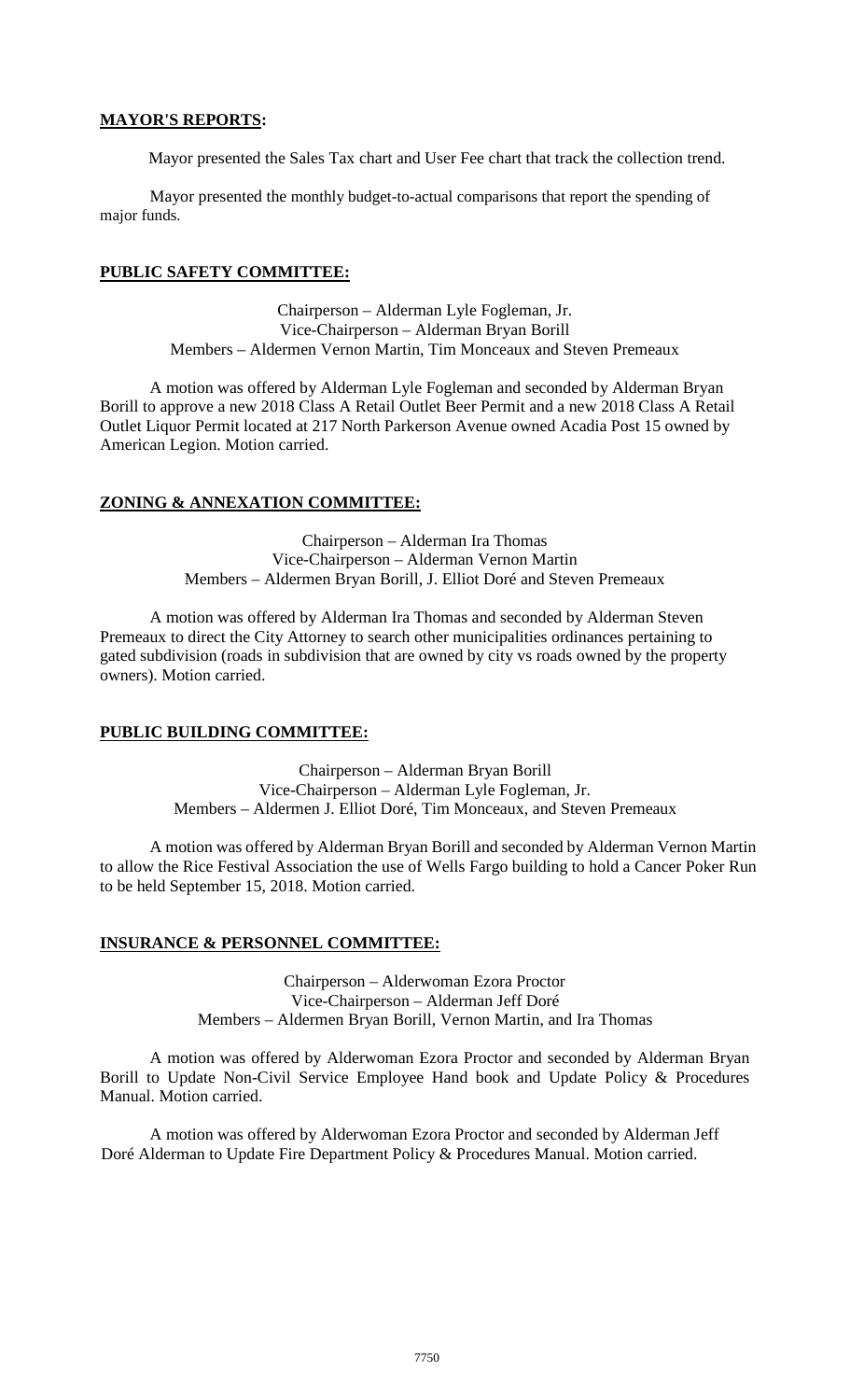**MAYOR'S REPORTS:**

Mayor presented the Sales Tax chart and User Fee chart that track the collection trend.

Mayor presented the monthly budget-to-actual comparisons that report the spending of major funds.

**PUBLIC SAFETY COMMITTEE:**

Chairperson – Alderman Lyle Fogleman, Jr.
Vice-Chairperson – Alderman Bryan Borill
Members – Aldermen Vernon Martin, Tim Monceaux and Steven Premeaux

A motion was offered by Alderman Lyle Fogleman and seconded by Alderman Bryan Borill to approve a new 2018 Class A Retail Outlet Beer Permit and a new 2018 Class A Retail Outlet Liquor Permit located at 217 North Parkerson Avenue owned Acadia Post 15 owned by American Legion. Motion carried.

**ZONING & ANNEXATION COMMITTEE:**

Chairperson – Alderman Ira Thomas
Vice-Chairperson – Alderman Vernon Martin
Members – Aldermen Bryan Borill, J. Elliot Doré and Steven Premeaux

A motion was offered by Alderman Ira Thomas and seconded by Alderman Steven Premeaux to direct the City Attorney to search other municipalities ordinances pertaining to gated subdivision (roads in subdivision that are owned by city vs roads owned by the property owners). Motion carried.

**PUBLIC BUILDING COMMITTEE:**

Chairperson – Alderman Bryan Borill
Vice-Chairperson – Alderman Lyle Fogleman, Jr.
Members – Aldermen J. Elliot Doré, Tim Monceaux, and Steven Premeaux

A motion was offered by Alderman Bryan Borill and seconded by Alderman Vernon Martin to allow the Rice Festival Association the use of Wells Fargo building to hold a Cancer Poker Run to be held September 15, 2018. Motion carried.

**INSURANCE & PERSONNEL COMMITTEE:**

Chairperson – Alderwoman Ezora Proctor
Vice-Chairperson – Alderman Jeff Doré
Members – Aldermen Bryan Borill, Vernon Martin, and Ira Thomas

A motion was offered by Alderwoman Ezora Proctor and seconded by Alderman Bryan Borill to Update Non-Civil Service Employee Hand book and Update Policy & Procedures Manual. Motion carried.

A motion was offered by Alderwoman Ezora Proctor and seconded by Alderman Jeff Doré Alderman to Update Fire Department Policy & Procedures Manual. Motion carried.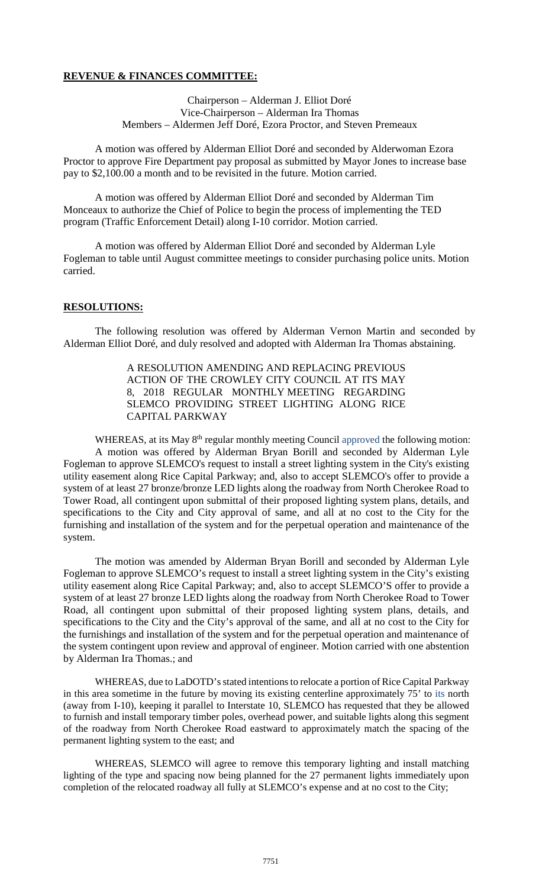**REVENUE & FINANCES COMMITTEE:**

Chairperson – Alderman J. Elliot Doré
Vice-Chairperson – Alderman Ira Thomas
Members – Aldermen Jeff Doré, Ezora Proctor, and Steven Premeaux

A motion was offered by Alderman Elliot Doré and seconded by Alderwoman Ezora Proctor to approve Fire Department pay proposal as submitted by Mayor Jones to increase base pay to $2,100.00 a month and to be revisited in the future. Motion carried.

A motion was offered by Alderman Elliot Doré and seconded by Alderman Tim Monceaux to authorize the Chief of Police to begin the process of implementing the TED program (Traffic Enforcement Detail) along I-10 corridor. Motion carried.

A motion was offered by Alderman Elliot Doré and seconded by Alderman Lyle Fogleman to table until August committee meetings to consider purchasing police units. Motion carried.

**RESOLUTIONS:**

The following resolution was offered by Alderman Vernon Martin and seconded by Alderman Elliot Doré, and duly resolved and adopted with Alderman Ira Thomas abstaining.

A RESOLUTION AMENDING AND REPLACING PREVIOUS ACTION OF THE CROWLEY CITY COUNCIL AT ITS MAY 8, 2018 REGULAR MONTHLY MEETING REGARDING SLEMCO PROVIDING STREET LIGHTING ALONG RICE CAPITAL PARKWAY

WHEREAS, at its May 8th regular monthly meeting Council approved the following motion: A motion was offered by Alderman Bryan Borill and seconded by Alderman Lyle Fogleman to approve SLEMCO's request to install a street lighting system in the City's existing utility easement along Rice Capital Parkway; and, also to accept SLEMCO's offer to provide a system of at least 27 bronze/bronze LED lights along the roadway from North Cherokee Road to Tower Road, all contingent upon submittal of their proposed lighting system plans, details, and specifications to the City and City approval of same, and all at no cost to the City for the furnishing and installation of the system and for the perpetual operation and maintenance of the system.

The motion was amended by Alderman Bryan Borill and seconded by Alderman Lyle Fogleman to approve SLEMCO's request to install a street lighting system in the City's existing utility easement along Rice Capital Parkway; and, also to accept SLEMCO'S offer to provide a system of at least 27 bronze LED lights along the roadway from North Cherokee Road to Tower Road, all contingent upon submittal of their proposed lighting system plans, details, and specifications to the City and the City's approval of the same, and all at no cost to the City for the furnishings and installation of the system and for the perpetual operation and maintenance of the system contingent upon review and approval of engineer. Motion carried with one abstention by Alderman Ira Thomas.; and

WHEREAS, due to LaDOTD's stated intentions to relocate a portion of Rice Capital Parkway in this area sometime in the future by moving its existing centerline approximately 75' to its north (away from I-10), keeping it parallel to Interstate 10, SLEMCO has requested that they be allowed to furnish and install temporary timber poles, overhead power, and suitable lights along this segment of the roadway from North Cherokee Road eastward to approximately match the spacing of the permanent lighting system to the east; and

WHEREAS, SLEMCO will agree to remove this temporary lighting and install matching lighting of the type and spacing now being planned for the 27 permanent lights immediately upon completion of the relocated roadway all fully at SLEMCO's expense and at no cost to the City;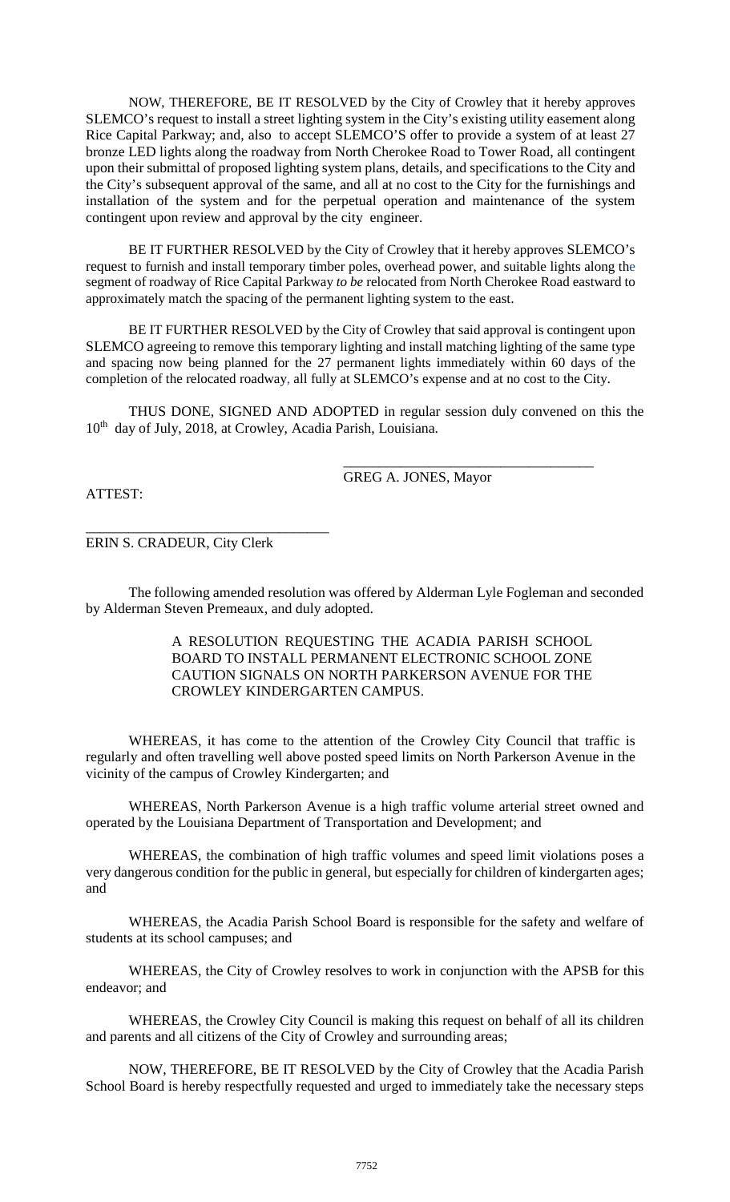NOW, THEREFORE, BE IT RESOLVED by the City of Crowley that it hereby approves SLEMCO's request to install a street lighting system in the City's existing utility easement along Rice Capital Parkway; and, also to accept SLEMCO'S offer to provide a system of at least 27 bronze LED lights along the roadway from North Cherokee Road to Tower Road, all contingent upon their submittal of proposed lighting system plans, details, and specifications to the City and the City's subsequent approval of the same, and all at no cost to the City for the furnishings and installation of the system and for the perpetual operation and maintenance of the system contingent upon review and approval by the city engineer.

BE IT FURTHER RESOLVED by the City of Crowley that it hereby approves SLEMCO's request to furnish and install temporary timber poles, overhead power, and suitable lights along the segment of roadway of Rice Capital Parkway *to be* relocated from North Cherokee Road eastward to approximately match the spacing of the permanent lighting system to the east.

BE IT FURTHER RESOLVED by the City of Crowley that said approval is contingent upon SLEMCO agreeing to remove this temporary lighting and install matching lighting of the same type and spacing now being planned for the 27 permanent lights immediately within 60 days of the completion of the relocated roadway, all fully at SLEMCO's expense and at no cost to the City.

THUS DONE, SIGNED AND ADOPTED in regular session duly convened on this the 10th day of July, 2018, at Crowley, Acadia Parish, Louisiana.

\_\_\_\_\_\_\_\_\_\_\_\_\_\_\_\_\_\_\_\_\_\_\_\_\_\_\_\_\_\_\_\_\_\_\_\_

GREG A. JONES, Mayor

ATTEST:

\_\_\_\_\_\_\_\_\_\_\_\_\_\_\_\_\_\_\_\_\_\_\_\_\_\_\_\_\_\_\_\_\_\_\_\_

ERIN S. CRADEUR, City Clerk

The following amended resolution was offered by Alderman Lyle Fogleman and seconded by Alderman Steven Premeaux, and duly adopted.

A RESOLUTION REQUESTING THE ACADIA PARISH SCHOOL BOARD TO INSTALL PERMANENT ELECTRONIC SCHOOL ZONE CAUTION SIGNALS ON NORTH PARKERSON AVENUE FOR THE CROWLEY KINDERGARTEN CAMPUS.

WHEREAS, it has come to the attention of the Crowley City Council that traffic is regularly and often travelling well above posted speed limits on North Parkerson Avenue in the vicinity of the campus of Crowley Kindergarten; and

WHEREAS, North Parkerson Avenue is a high traffic volume arterial street owned and operated by the Louisiana Department of Transportation and Development; and

WHEREAS, the combination of high traffic volumes and speed limit violations poses a very dangerous condition for the public in general, but especially for children of kindergarten ages; and

WHEREAS, the Acadia Parish School Board is responsible for the safety and welfare of students at its school campuses; and

WHEREAS, the City of Crowley resolves to work in conjunction with the APSB for this endeavor; and

WHEREAS, the Crowley City Council is making this request on behalf of all its children and parents and all citizens of the City of Crowley and surrounding areas;

NOW, THEREFORE, BE IT RESOLVED by the City of Crowley that the Acadia Parish School Board is hereby respectfully requested and urged to immediately take the necessary steps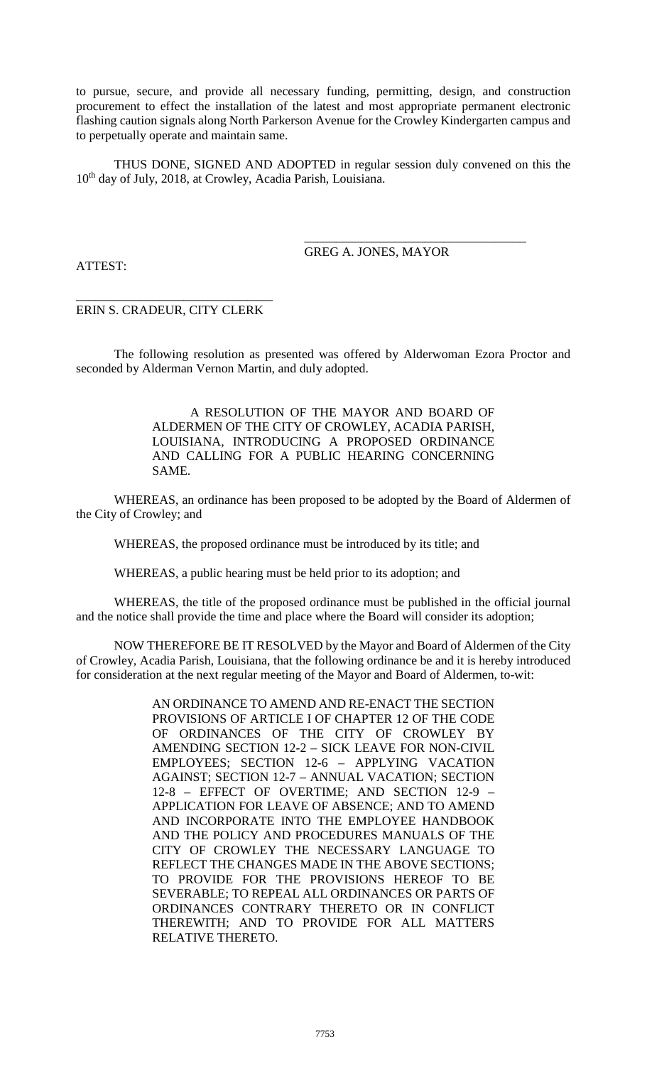to pursue, secure, and provide all necessary funding, permitting, design, and construction procurement to effect the installation of the latest and most appropriate permanent electronic flashing caution signals along North Parkerson Avenue for the Crowley Kindergarten campus and to perpetually operate and maintain same.

THUS DONE, SIGNED AND ADOPTED in regular session duly convened on this the 10th day of July, 2018, at Crowley, Acadia Parish, Louisiana.

\_\_\_\_\_\_\_\_\_\_\_\_\_\_\_\_\_\_\_\_\_\_\_\_\_\_\_\_\_\_\_\_\_\_\_
GREG A. JONES, MAYOR

ATTEST:

\_\_\_\_\_\_\_\_\_\_\_\_\_\_\_\_\_\_\_\_\_\_\_\_\_\_\_\_\_\_\_\_\_\_\_
ERIN S. CRADEUR, CITY CLERK

The following resolution as presented was offered by Alderwoman Ezora Proctor and seconded by Alderman Vernon Martin, and duly adopted.

A RESOLUTION OF THE MAYOR AND BOARD OF ALDERMEN OF THE CITY OF CROWLEY, ACADIA PARISH, LOUISIANA, INTRODUCING A PROPOSED ORDINANCE AND CALLING FOR A PUBLIC HEARING CONCERNING SAME.

WHEREAS, an ordinance has been proposed to be adopted by the Board of Aldermen of the City of Crowley; and

WHEREAS, the proposed ordinance must be introduced by its title; and

WHEREAS, a public hearing must be held prior to its adoption; and

WHEREAS, the title of the proposed ordinance must be published in the official journal and the notice shall provide the time and place where the Board will consider its adoption;

NOW THEREFORE BE IT RESOLVED by the Mayor and Board of Aldermen of the City of Crowley, Acadia Parish, Louisiana, that the following ordinance be and it is hereby introduced for consideration at the next regular meeting of the Mayor and Board of Aldermen, to-wit:

AN ORDINANCE TO AMEND AND RE-ENACT THE SECTION PROVISIONS OF ARTICLE I OF CHAPTER 12 OF THE CODE OF ORDINANCES OF THE CITY OF CROWLEY BY AMENDING SECTION 12-2 – SICK LEAVE FOR NON-CIVIL EMPLOYEES; SECTION 12-6 – APPLYING VACATION AGAINST; SECTION 12-7 – ANNUAL VACATION; SECTION 12-8 – EFFECT OF OVERTIME; AND SECTION 12-9 – APPLICATION FOR LEAVE OF ABSENCE; AND TO AMEND AND INCORPORATE INTO THE EMPLOYEE HANDBOOK AND THE POLICY AND PROCEDURES MANUALS OF THE CITY OF CROWLEY THE NECESSARY LANGUAGE TO REFLECT THE CHANGES MADE IN THE ABOVE SECTIONS; TO PROVIDE FOR THE PROVISIONS HEREOF TO BE SEVERABLE; TO REPEAL ALL ORDINANCES OR PARTS OF ORDINANCES CONTRARY THERETO OR IN CONFLICT THEREWITH; AND TO PROVIDE FOR ALL MATTERS RELATIVE THERETO.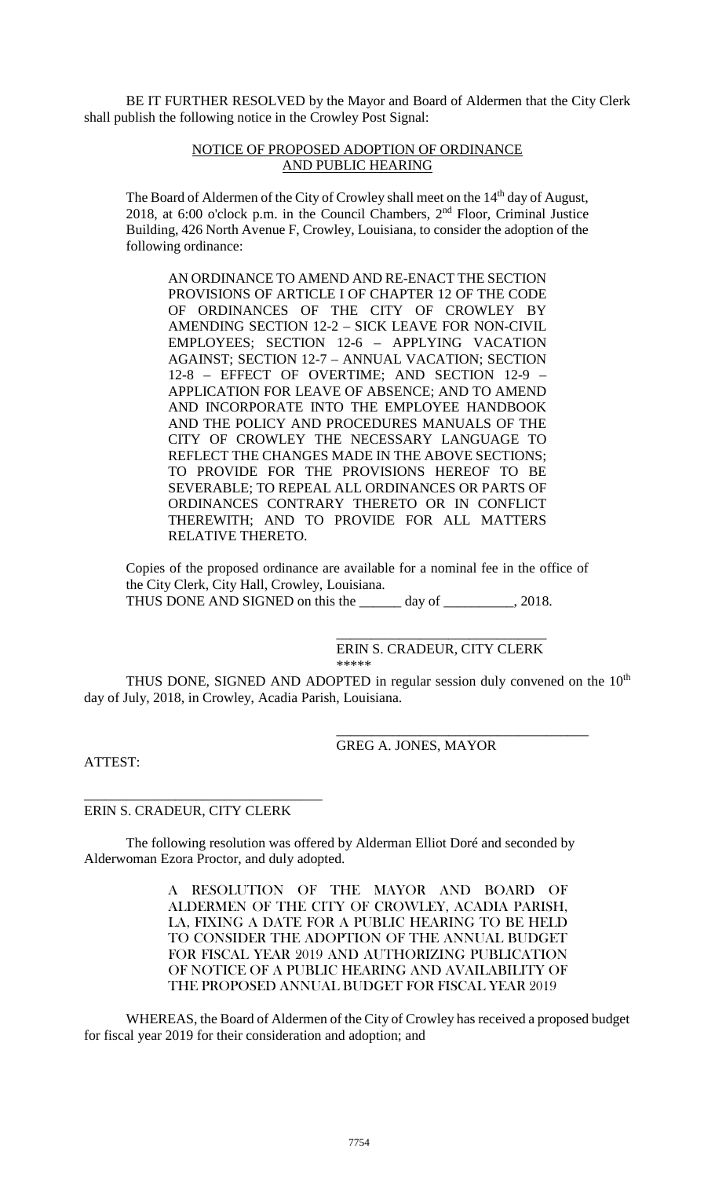BE IT FURTHER RESOLVED by the Mayor and Board of Aldermen that the City Clerk shall publish the following notice in the Crowley Post Signal:

NOTICE OF PROPOSED ADOPTION OF ORDINANCE AND PUBLIC HEARING

The Board of Aldermen of the City of Crowley shall meet on the 14th day of August, 2018, at 6:00 o'clock p.m. in the Council Chambers, 2nd Floor, Criminal Justice Building, 426 North Avenue F, Crowley, Louisiana, to consider the adoption of the following ordinance:

> AN ORDINANCE TO AMEND AND RE-ENACT THE SECTION PROVISIONS OF ARTICLE I OF CHAPTER 12 OF THE CODE OF ORDINANCES OF THE CITY OF CROWLEY BY AMENDING SECTION 12-2 – SICK LEAVE FOR NON-CIVIL EMPLOYEES; SECTION 12-6 – APPLYING VACATION AGAINST; SECTION 12-7 – ANNUAL VACATION; SECTION 12-8 – EFFECT OF OVERTIME; AND SECTION 12-9 – APPLICATION FOR LEAVE OF ABSENCE; AND TO AMEND AND INCORPORATE INTO THE EMPLOYEE HANDBOOK AND THE POLICY AND PROCEDURES MANUALS OF THE CITY OF CROWLEY THE NECESSARY LANGUAGE TO REFLECT THE CHANGES MADE IN THE ABOVE SECTIONS; TO PROVIDE FOR THE PROVISIONS HEREOF TO BE SEVERABLE; TO REPEAL ALL ORDINANCES OR PARTS OF ORDINANCES CONTRARY THERETO OR IN CONFLICT THEREWITH; AND TO PROVIDE FOR ALL MATTERS RELATIVE THERETO.

Copies of the proposed ordinance are available for a nominal fee in the office of the City Clerk, City Hall, Crowley, Louisiana.

THUS DONE AND SIGNED on this the ______ day of __________, 2018.

______________________________
ERIN S. CRADEUR, CITY CLERK

*****

THUS DONE, SIGNED AND ADOPTED in regular session duly convened on the 10th day of July, 2018, in Crowley, Acadia Parish, Louisiana.

___________________________________
GREG A. JONES, MAYOR

ATTEST:

_________________________________
ERIN S. CRADEUR, CITY CLERK

The following resolution was offered by Alderman Elliot Doré and seconded by Alderwoman Ezora Proctor, and duly adopted.

> A RESOLUTION OF THE MAYOR AND BOARD OF ALDERMEN OF THE CITY OF CROWLEY, ACADIA PARISH, LA, FIXING A DATE FOR A PUBLIC HEARING TO BE HELD TO CONSIDER THE ADOPTION OF THE ANNUAL BUDGET FOR FISCAL YEAR 2019 AND AUTHORIZING PUBLICATION OF NOTICE OF A PUBLIC HEARING AND AVAILABILITY OF THE PROPOSED ANNUAL BUDGET FOR FISCAL YEAR 2019

WHEREAS, the Board of Aldermen of the City of Crowley has received a proposed budget for fiscal year 2019 for their consideration and adoption; and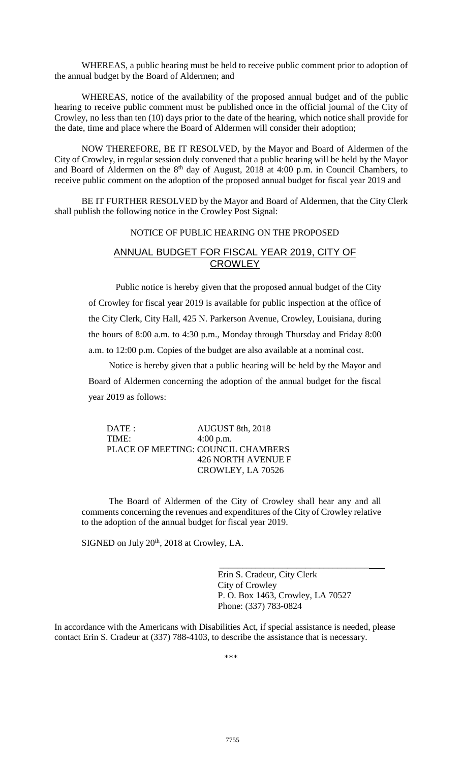WHEREAS, a public hearing must be held to receive public comment prior to adoption of the annual budget by the Board of Aldermen; and

WHEREAS, notice of the availability of the proposed annual budget and of the public hearing to receive public comment must be published once in the official journal of the City of Crowley, no less than ten (10) days prior to the date of the hearing, which notice shall provide for the date, time and place where the Board of Aldermen will consider their adoption;

NOW THEREFORE, BE IT RESOLVED, by the Mayor and Board of Aldermen of the City of Crowley, in regular session duly convened that a public hearing will be held by the Mayor and Board of Aldermen on the 8th day of August, 2018 at 4:00 p.m. in Council Chambers, to receive public comment on the adoption of the proposed annual budget for fiscal year 2019 and

BE IT FURTHER RESOLVED by the Mayor and Board of Aldermen, that the City Clerk shall publish the following notice in the Crowley Post Signal:

NOTICE OF PUBLIC HEARING ON THE PROPOSED

ANNUAL BUDGET FOR FISCAL YEAR 2019, CITY OF CROWLEY

Public notice is hereby given that the proposed annual budget of the City of Crowley for fiscal year 2019 is available for public inspection at the office of the City Clerk, City Hall, 425 N. Parkerson Avenue, Crowley, Louisiana, during the hours of 8:00 a.m. to 4:30 p.m., Monday through Thursday and Friday 8:00 a.m. to 12:00 p.m. Copies of the budget are also available at a nominal cost.

Notice is hereby given that a public hearing will be held by the Mayor and Board of Aldermen concerning the adoption of the annual budget for the fiscal year 2019 as follows:

DATE : AUGUST 8th, 2018
TIME: 4:00 p.m.
PLACE OF MEETING: COUNCIL CHAMBERS
426 NORTH AVENUE F
CROWLEY, LA 70526

The Board of Aldermen of the City of Crowley shall hear any and all comments concerning the revenues and expenditures of the City of Crowley relative to the adoption of the annual budget for fiscal year 2019.

SIGNED on July 20th, 2018 at Crowley, LA.

Erin S. Cradeur, City Clerk
City of Crowley
P. O. Box 1463, Crowley, LA 70527
Phone: (337) 783-0824

In accordance with the Americans with Disabilities Act, if special assistance is needed, please contact Erin S. Cradeur at (337) 788-4103, to describe the assistance that is necessary.

\*\*\*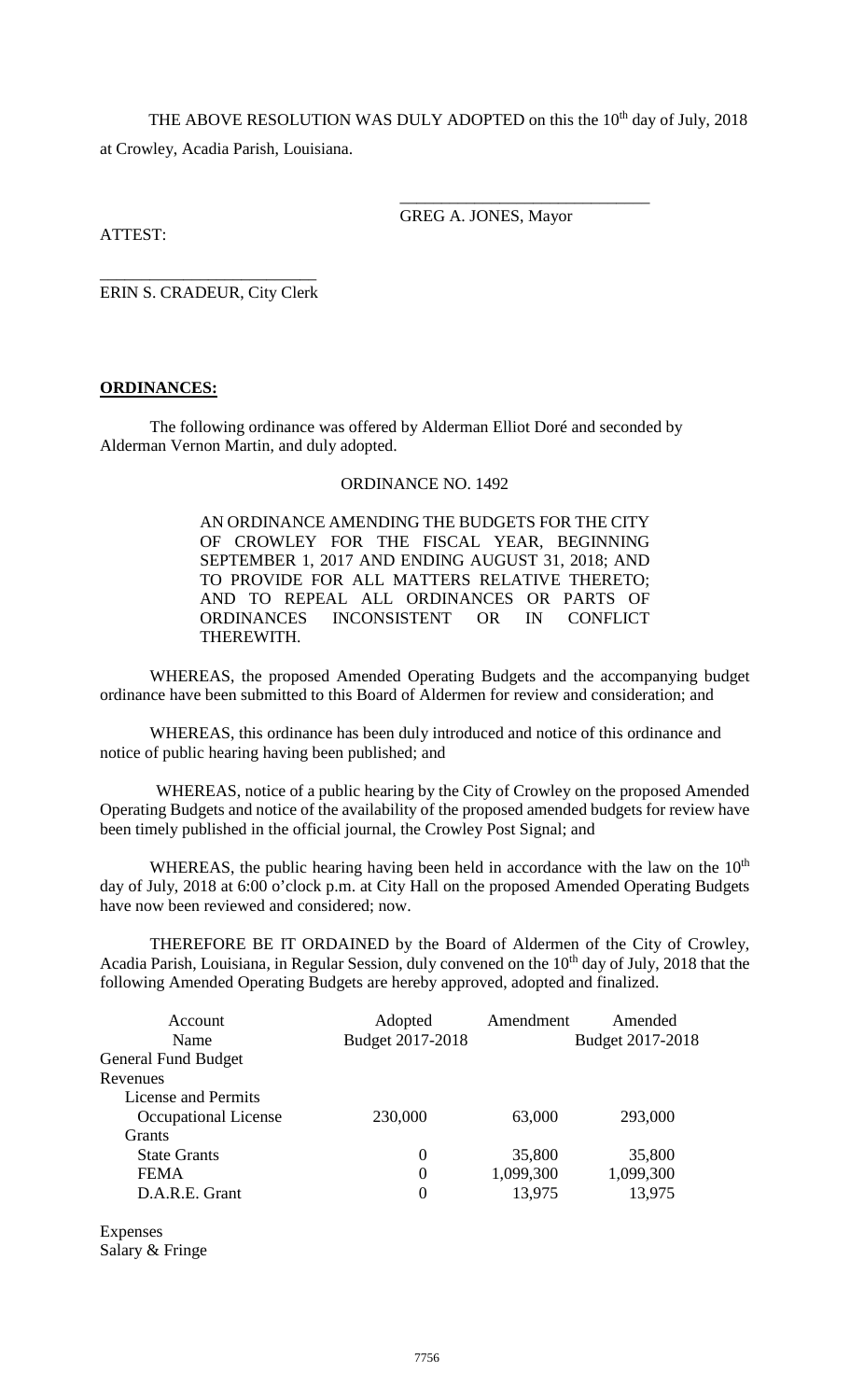THE ABOVE RESOLUTION WAS DULY ADOPTED on this the 10th day of July, 2018 at Crowley, Acadia Parish, Louisiana.

\_\_\_\_\_\_\_\_\_\_\_\_\_\_\_\_\_\_\_\_\_\_\_\_\_\_\_\_\_\_
GREG A. JONES, Mayor

ATTEST:

\_\_\_\_\_\_\_\_\_\_\_\_\_\_\_\_\_\_\_\_\_\_\_\_\_\_
ERIN S. CRADEUR, City Clerk

**ORDINANCES:**

The following ordinance was offered by Alderman Elliot Doré and seconded by Alderman Vernon Martin, and duly adopted.

ORDINANCE NO. 1492

AN ORDINANCE AMENDING THE BUDGETS FOR THE CITY OF CROWLEY FOR THE FISCAL YEAR, BEGINNING SEPTEMBER 1, 2017 AND ENDING AUGUST 31, 2018; AND TO PROVIDE FOR ALL MATTERS RELATIVE THERETO; AND TO REPEAL ALL ORDINANCES OR PARTS OF ORDINANCES INCONSISTENT OR IN CONFLICT THEREWITH.

WHEREAS, the proposed Amended Operating Budgets and the accompanying budget ordinance have been submitted to this Board of Aldermen for review and consideration; and

WHEREAS, this ordinance has been duly introduced and notice of this ordinance and notice of public hearing having been published; and

WHEREAS, notice of a public hearing by the City of Crowley on the proposed Amended Operating Budgets and notice of the availability of the proposed amended budgets for review have been timely published in the official journal, the Crowley Post Signal; and

WHEREAS, the public hearing having been held in accordance with the law on the 10th day of July, 2018 at 6:00 o'clock p.m. at City Hall on the proposed Amended Operating Budgets have now been reviewed and considered; now.

THEREFORE BE IT ORDAINED by the Board of Aldermen of the City of Crowley, Acadia Parish, Louisiana, in Regular Session, duly convened on the 10th day of July, 2018 that the following Amended Operating Budgets are hereby approved, adopted and finalized.

| Account Name | Adopted Budget 2017-2018 | Amendment | Amended Budget 2017-2018 |
|---|---|---|---|
| General Fund Budget | | | |
| Revenues | | | |
| License and Permits | | | |
| Occupational License | 230,000 | 63,000 | 293,000 |
| Grants | | | |
| State Grants | 0 | 35,800 | 35,800 |
| FEMA | 0 | 1,099,300 | 1,099,300 |
| D.A.R.E. Grant | 0 | 13,975 | 13,975 |
| | | | |
| Expenses | | | |
| Salary & Fringe | | | |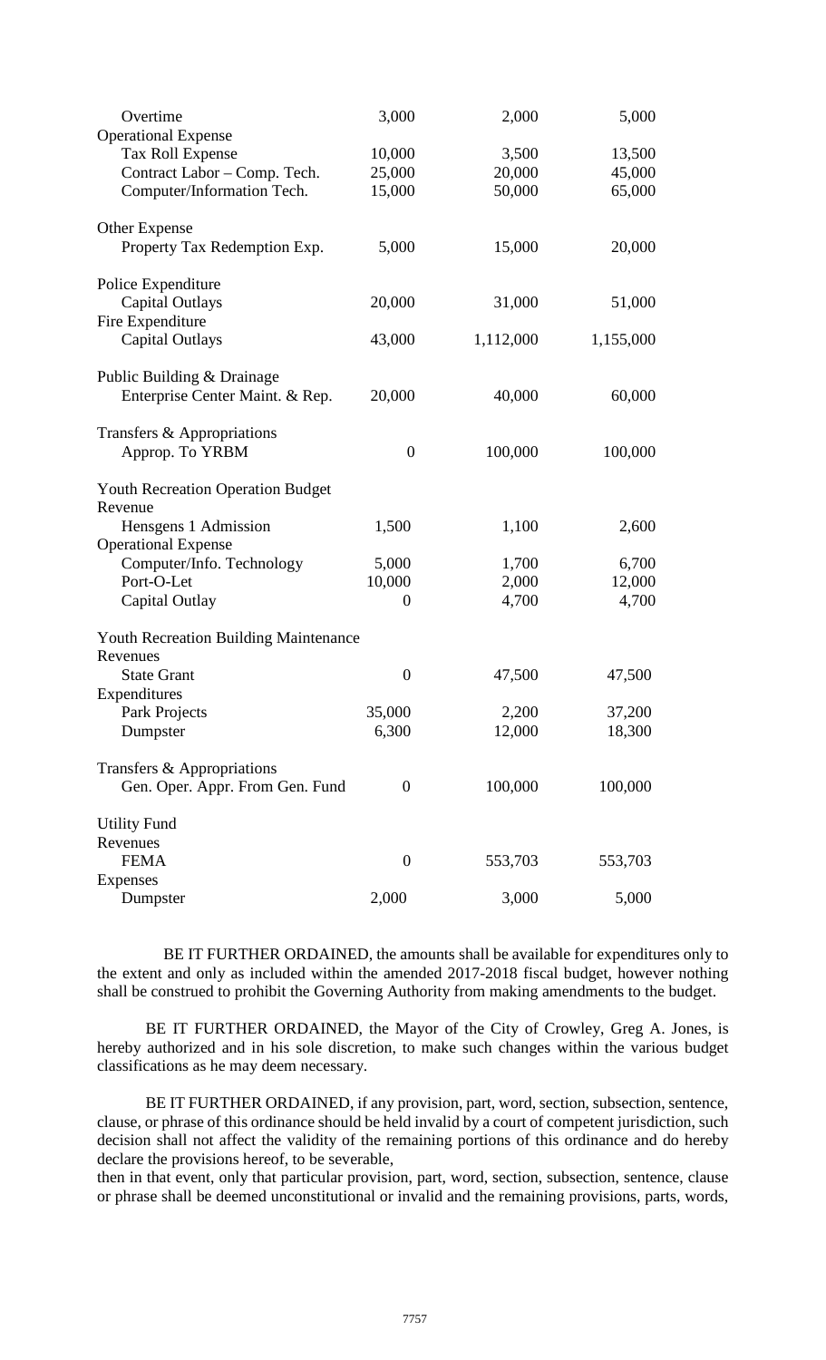| | | | |
|---|---|---|---|
| Overtime | 3,000 | 2,000 | 5,000 |
| Operational Expense | | | |
| Tax Roll Expense | 10,000 | 3,500 | 13,500 |
| Contract Labor – Comp. Tech. | 25,000 | 20,000 | 45,000 |
| Computer/Information Tech. | 15,000 | 50,000 | 65,000 |
| | | | |
| Other Expense | | | |
| Property Tax Redemption Exp. | 5,000 | 15,000 | 20,000 |
| | | | |
| Police Expenditure | | | |
| Capital Outlays | 20,000 | 31,000 | 51,000 |
| Fire Expenditure | | | |
| Capital Outlays | 43,000 | 1,112,000 | 1,155,000 |
| | | | |
| Public Building & Drainage | | | |
| Enterprise Center Maint. & Rep. | 20,000 | 40,000 | 60,000 |
| | | | |
| Transfers & Appropriations | | | |
| Approp. To YRBM | 0 | 100,000 | 100,000 |
| | | | |
| Youth Recreation Operation Budget | | | |
| Revenue | | | |
| Hensgens 1 Admission | 1,500 | 1,100 | 2,600 |
| Operational Expense | | | |
| Computer/Info. Technology | 5,000 | 1,700 | 6,700 |
| Port-O-Let | 10,000 | 2,000 | 12,000 |
| Capital Outlay | 0 | 4,700 | 4,700 |
| | | | |
| Youth Recreation Building Maintenance | | | |
| Revenues | | | |
| State Grant | 0 | 47,500 | 47,500 |
| Expenditures | | | |
| Park Projects | 35,000 | 2,200 | 37,200 |
| Dumpster | 6,300 | 12,000 | 18,300 |
| | | | |
| Transfers & Appropriations | | | |
| Gen. Oper. Appr. From Gen. Fund | 0 | 100,000 | 100,000 |
| | | | |
| Utility Fund | | | |
| Revenues | | | |
| FEMA | 0 | 553,703 | 553,703 |
| Expenses | | | |
| Dumpster | 2,000 | 3,000 | 5,000 |

BE IT FURTHER ORDAINED, the amounts shall be available for expenditures only to the extent and only as included within the amended 2017-2018 fiscal budget, however nothing shall be construed to prohibit the Governing Authority from making amendments to the budget.

BE IT FURTHER ORDAINED, the Mayor of the City of Crowley, Greg A. Jones, is hereby authorized and in his sole discretion, to make such changes within the various budget classifications as he may deem necessary.

BE IT FURTHER ORDAINED, if any provision, part, word, section, subsection, sentence, clause, or phrase of this ordinance should be held invalid by a court of competent jurisdiction, such decision shall not affect the validity of the remaining portions of this ordinance and do hereby declare the provisions hereof, to be severable,
then in that event, only that particular provision, part, word, section, subsection, sentence, clause or phrase shall be deemed unconstitutional or invalid and the remaining provisions, parts, words,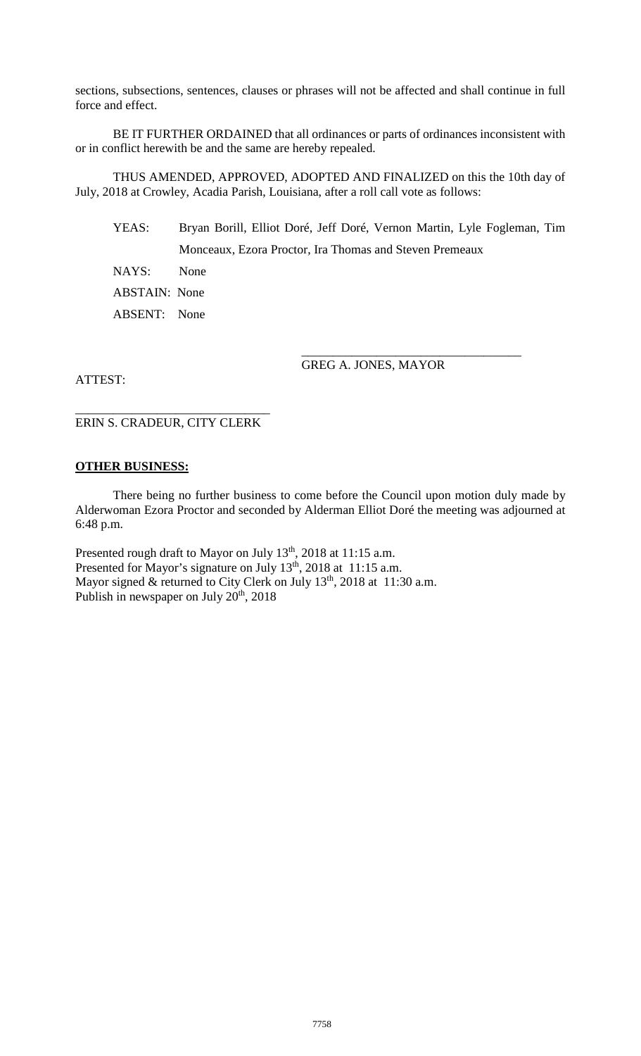sections, subsections, sentences, clauses or phrases will not be affected and shall continue in full force and effect.

BE IT FURTHER ORDAINED that all ordinances or parts of ordinances inconsistent with or in conflict herewith be and the same are hereby repealed.

THUS AMENDED, APPROVED, ADOPTED AND FINALIZED on this the 10th day of July, 2018 at Crowley, Acadia Parish, Louisiana, after a roll call vote as follows:

YEAS: Bryan Borill, Elliot Doré, Jeff Doré, Vernon Martin, Lyle Fogleman, Tim Monceaux, Ezora Proctor, Ira Thomas and Steven Premeaux

NAYS: None

ABSTAIN: None

ABSENT: None

\_\_\_\_\_\_\_\_\_\_\_\_\_\_\_\_\_\_\_\_\_\_\_\_\_\_\_\_\_\_\_\_\_\_\_

GREG A. JONES, MAYOR

ATTEST:

\_\_\_\_\_\_\_\_\_\_\_\_\_\_\_\_\_\_\_\_\_\_\_\_\_\_\_\_\_\_\_

ERIN S. CRADEUR, CITY CLERK

**OTHER BUSINESS:**

There being no further business to come before the Council upon motion duly made by Alderwoman Ezora Proctor and seconded by Alderman Elliot Doré the meeting was adjourned at 6:48 p.m.

Presented rough draft to Mayor on July 13th, 2018 at 11:15 a.m.
Presented for Mayor's signature on July 13th, 2018 at 11:15 a.m.
Mayor signed & returned to City Clerk on July 13th, 2018 at 11:30 a.m.
Publish in newspaper on July 20th, 2018